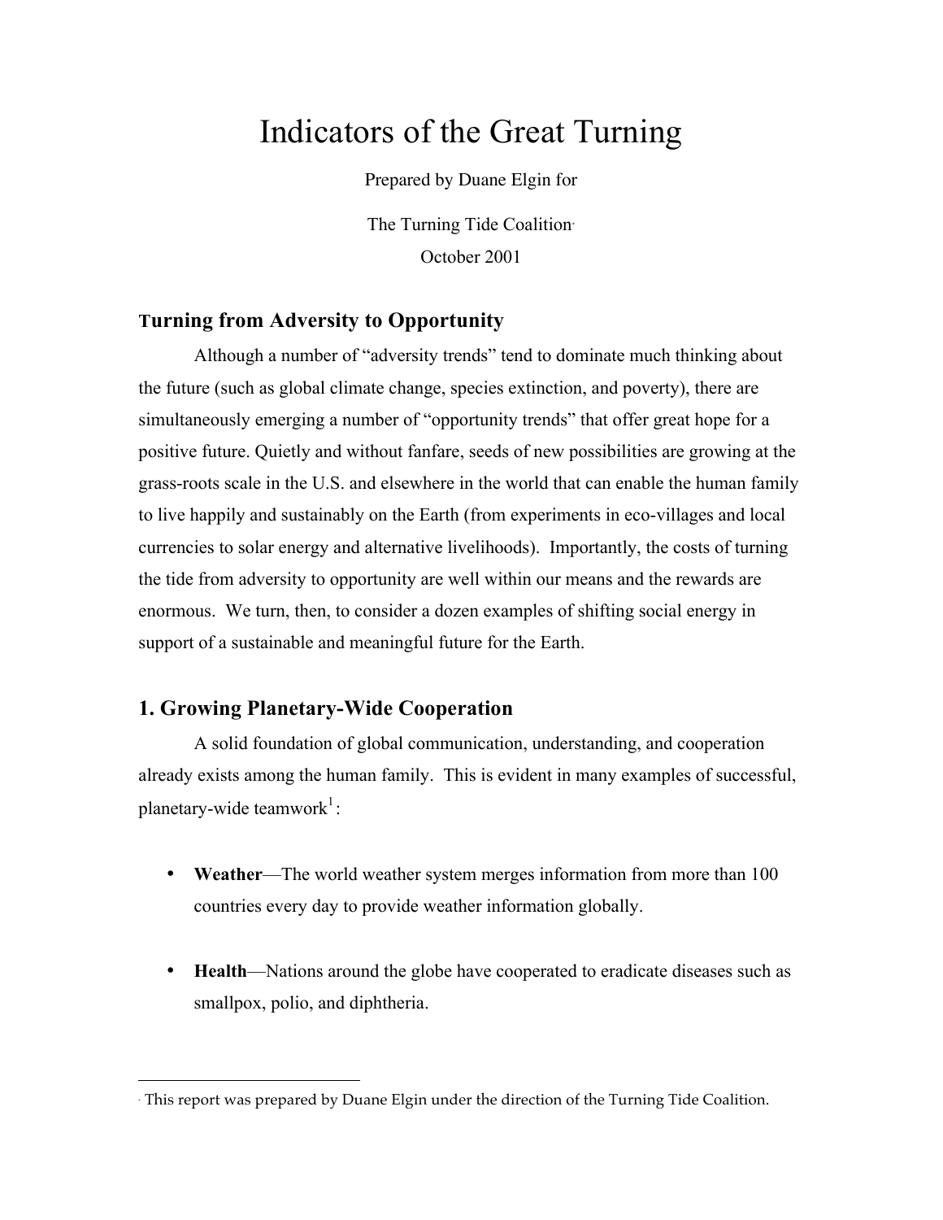# Indicators of the Great Turning

Prepared by Duane Elgin for

The Turning Tide Coalition[*]

October 2001

## Turning from Adversity to Opportunity

Although a number of "adversity trends" tend to dominate much thinking about the future (such as global climate change, species extinction, and poverty), there are simultaneously emerging a number of "opportunity trends" that offer great hope for a positive future. Quietly and without fanfare, seeds of new possibilities are growing at the grass-roots scale in the U.S. and elsewhere in the world that can enable the human family to live happily and sustainably on the Earth (from experiments in eco-villages and local currencies to solar energy and alternative livelihoods). Importantly, the costs of turning the tide from adversity to opportunity are well within our means and the rewards are enormous. We turn, then, to consider a dozen examples of shifting social energy in support of a sustainable and meaningful future for the Earth.

## 1. Growing Planetary-Wide Cooperation

A solid foundation of global communication, understanding, and cooperation already exists among the human family. This is evident in many examples of successful, planetary-wide teamwork[1]:

- **Weather**—The world weather system merges information from more than 100 countries every day to provide weather information globally.
- **Health**—Nations around the globe have cooperated to eradicate diseases such as smallpox, polio, and diphtheria.

---

[*] This report was prepared by Duane Elgin under the direction of the Turning Tide Coalition.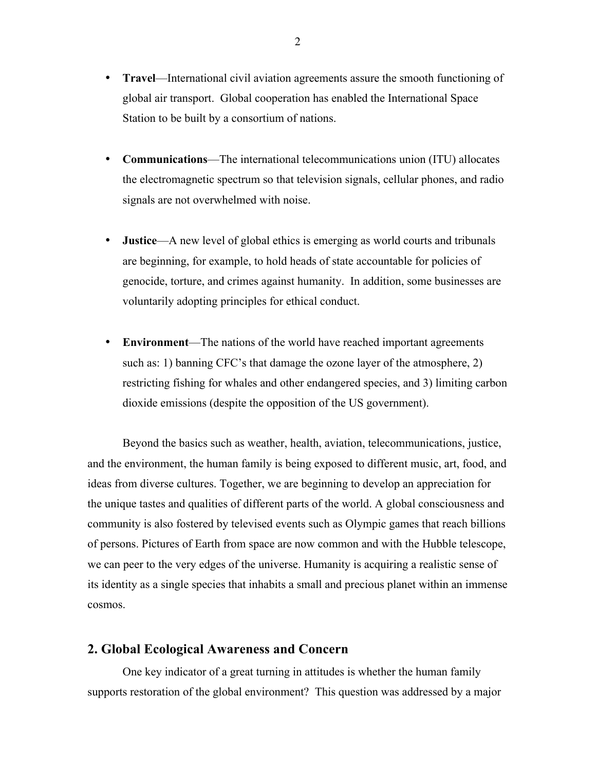- **Travel**—International civil aviation agreements assure the smooth functioning of global air transport. Global cooperation has enabled the International Space Station to be built by a consortium of nations.

- **Communications**—The international telecommunications union (ITU) allocates the electromagnetic spectrum so that television signals, cellular phones, and radio signals are not overwhelmed with noise.

- **Justice**—A new level of global ethics is emerging as world courts and tribunals are beginning, for example, to hold heads of state accountable for policies of genocide, torture, and crimes against humanity. In addition, some businesses are voluntarily adopting principles for ethical conduct.

- **Environment**—The nations of the world have reached important agreements such as: 1) banning CFC's that damage the ozone layer of the atmosphere, 2) restricting fishing for whales and other endangered species, and 3) limiting carbon dioxide emissions (despite the opposition of the US government).

Beyond the basics such as weather, health, aviation, telecommunications, justice, and the environment, the human family is being exposed to different music, art, food, and ideas from diverse cultures. Together, we are beginning to develop an appreciation for the unique tastes and qualities of different parts of the world. A global consciousness and community is also fostered by televised events such as Olympic games that reach billions of persons. Pictures of Earth from space are now common and with the Hubble telescope, we can peer to the very edges of the universe. Humanity is acquiring a realistic sense of its identity as a single species that inhabits a small and precious planet within an immense cosmos.

## 2. Global Ecological Awareness and Concern

One key indicator of a great turning in attitudes is whether the human family supports restoration of the global environment? This question was addressed by a major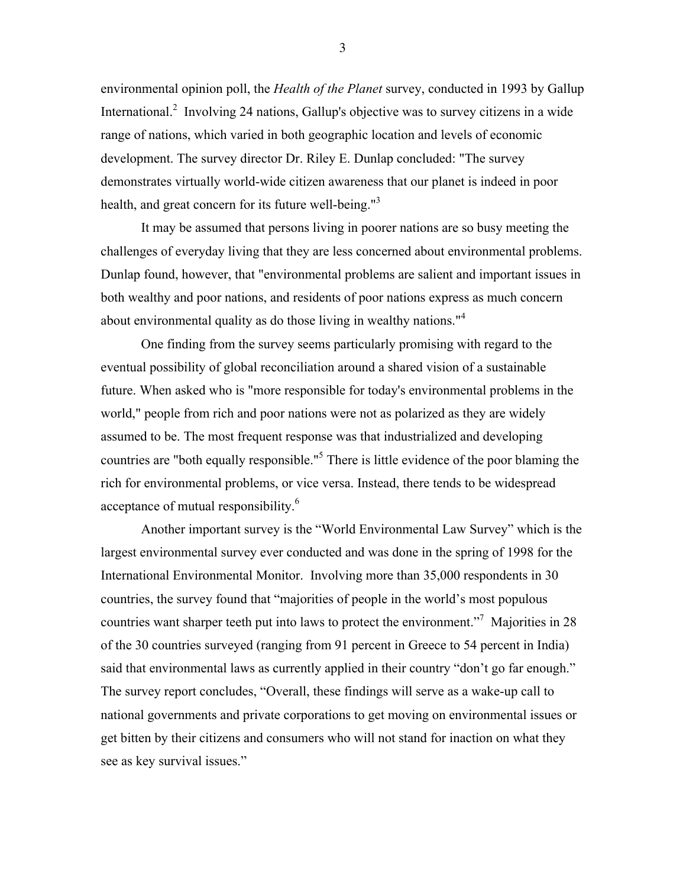environmental opinion poll, the *Health of the Planet* survey, conducted in 1993 by Gallup International.[2] Involving 24 nations, Gallup's objective was to survey citizens in a wide range of nations, which varied in both geographic location and levels of economic development. The survey director Dr. Riley E. Dunlap concluded: "The survey demonstrates virtually world-wide citizen awareness that our planet is indeed in poor health, and great concern for its future well-being."[3]

It may be assumed that persons living in poorer nations are so busy meeting the challenges of everyday living that they are less concerned about environmental problems. Dunlap found, however, that "environmental problems are salient and important issues in both wealthy and poor nations, and residents of poor nations express as much concern about environmental quality as do those living in wealthy nations."[4]

One finding from the survey seems particularly promising with regard to the eventual possibility of global reconciliation around a shared vision of a sustainable future. When asked who is "more responsible for today's environmental problems in the world," people from rich and poor nations were not as polarized as they are widely assumed to be. The most frequent response was that industrialized and developing countries are "both equally responsible."[5] There is little evidence of the poor blaming the rich for environmental problems, or vice versa. Instead, there tends to be widespread acceptance of mutual responsibility.[6]

Another important survey is the "World Environmental Law Survey" which is the largest environmental survey ever conducted and was done in the spring of 1998 for the International Environmental Monitor. Involving more than 35,000 respondents in 30 countries, the survey found that "majorities of people in the world's most populous countries want sharper teeth put into laws to protect the environment."[7] Majorities in 28 of the 30 countries surveyed (ranging from 91 percent in Greece to 54 percent in India) said that environmental laws as currently applied in their country "don't go far enough." The survey report concludes, "Overall, these findings will serve as a wake-up call to national governments and private corporations to get moving on environmental issues or get bitten by their citizens and consumers who will not stand for inaction on what they see as key survival issues."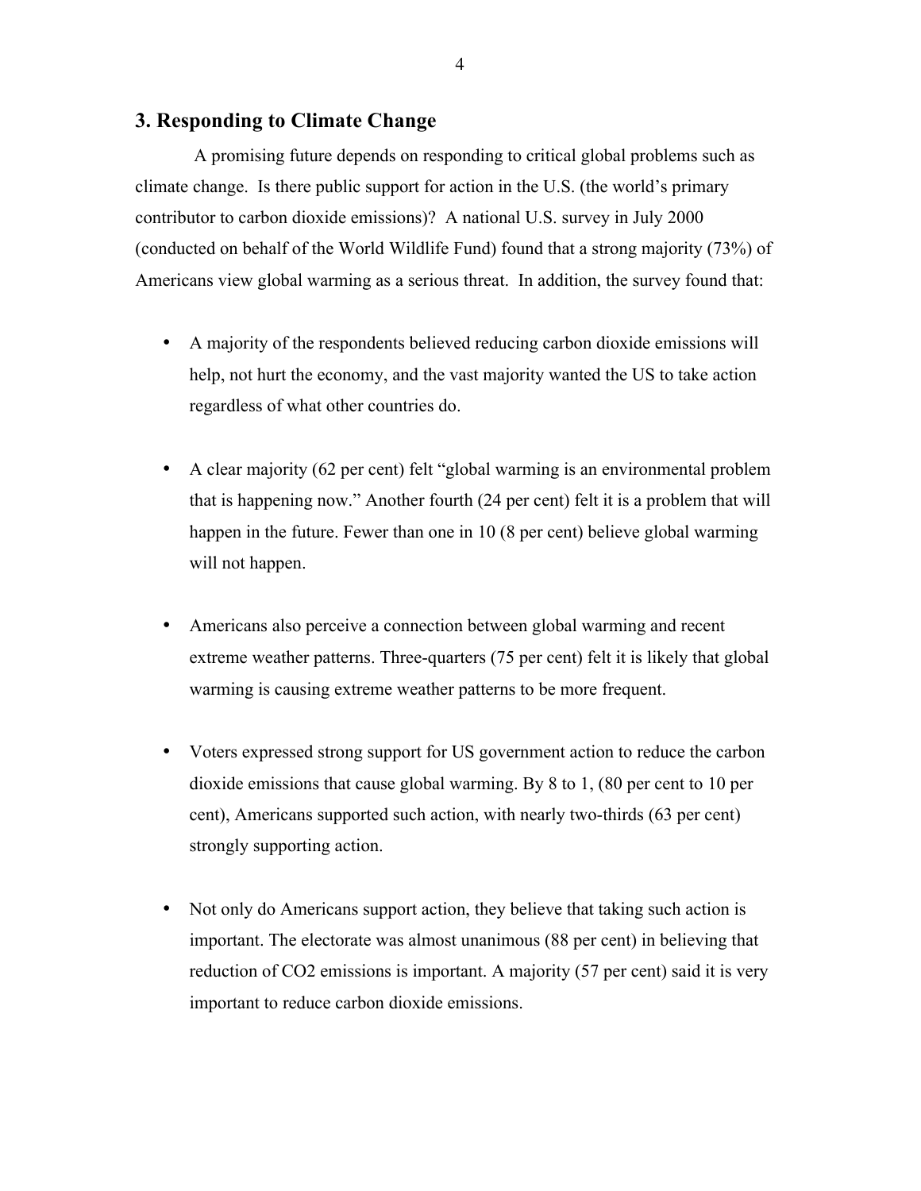## 3. Responding to Climate Change

A promising future depends on responding to critical global problems such as climate change. Is there public support for action in the U.S. (the world's primary contributor to carbon dioxide emissions)? A national U.S. survey in July 2000 (conducted on behalf of the World Wildlife Fund) found that a strong majority (73%) of Americans view global warming as a serious threat. In addition, the survey found that:

- A majority of the respondents believed reducing carbon dioxide emissions will help, not hurt the economy, and the vast majority wanted the US to take action regardless of what other countries do.

- A clear majority (62 per cent) felt "global warming is an environmental problem that is happening now." Another fourth (24 per cent) felt it is a problem that will happen in the future. Fewer than one in 10 (8 per cent) believe global warming will not happen.

- Americans also perceive a connection between global warming and recent extreme weather patterns. Three-quarters (75 per cent) felt it is likely that global warming is causing extreme weather patterns to be more frequent.

- Voters expressed strong support for US government action to reduce the carbon dioxide emissions that cause global warming. By 8 to 1, (80 per cent to 10 per cent), Americans supported such action, with nearly two-thirds (63 per cent) strongly supporting action.

- Not only do Americans support action, they believe that taking such action is important. The electorate was almost unanimous (88 per cent) in believing that reduction of $CO_2$ emissions is important. A majority (57 per cent) said it is very important to reduce carbon dioxide emissions.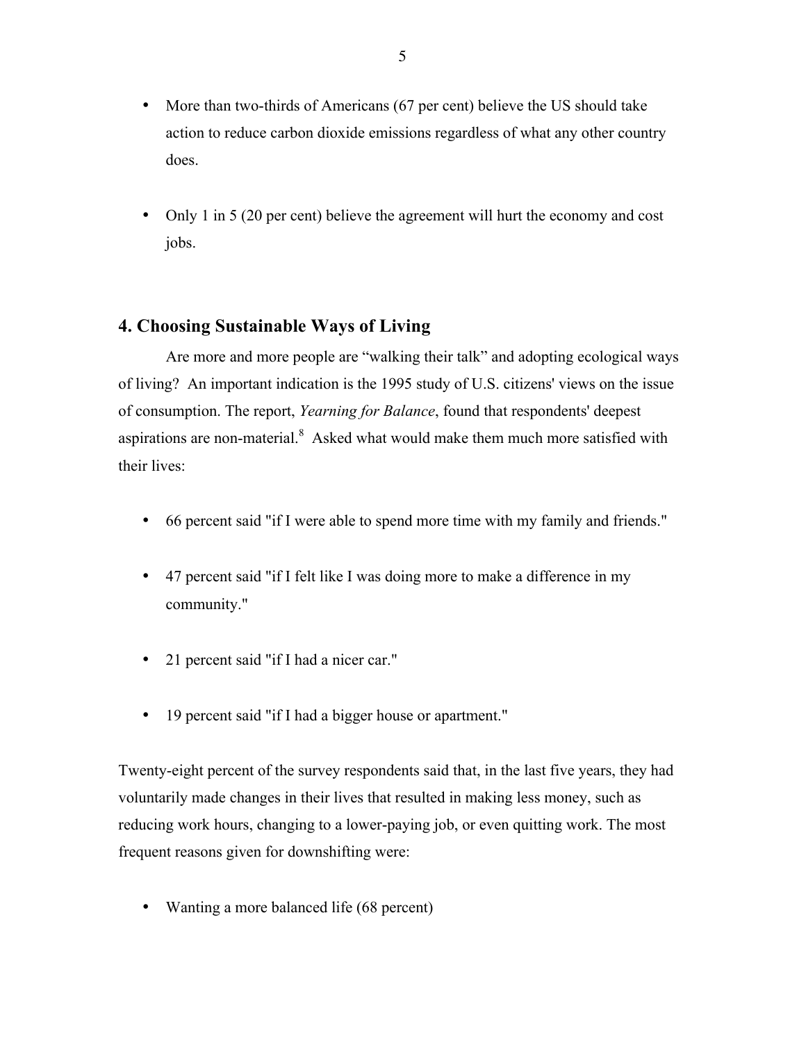- More than two-thirds of Americans (67 per cent) believe the US should take action to reduce carbon dioxide emissions regardless of what any other country does.

- Only 1 in 5 (20 per cent) believe the agreement will hurt the economy and cost jobs.

## 4. Choosing Sustainable Ways of Living

Are more and more people are "walking their talk" and adopting ecological ways of living? An important indication is the 1995 study of U.S. citizens' views on the issue of consumption. The report, *Yearning for Balance*, found that respondents' deepest aspirations are non-material.[8] Asked what would make them much more satisfied with their lives:

- 66 percent said "if I were able to spend more time with my family and friends."

- 47 percent said "if I felt like I was doing more to make a difference in my community."

- 21 percent said "if I had a nicer car."

- 19 percent said "if I had a bigger house or apartment."

Twenty-eight percent of the survey respondents said that, in the last five years, they had voluntarily made changes in their lives that resulted in making less money, such as reducing work hours, changing to a lower-paying job, or even quitting work. The most frequent reasons given for downshifting were:

- Wanting a more balanced life (68 percent)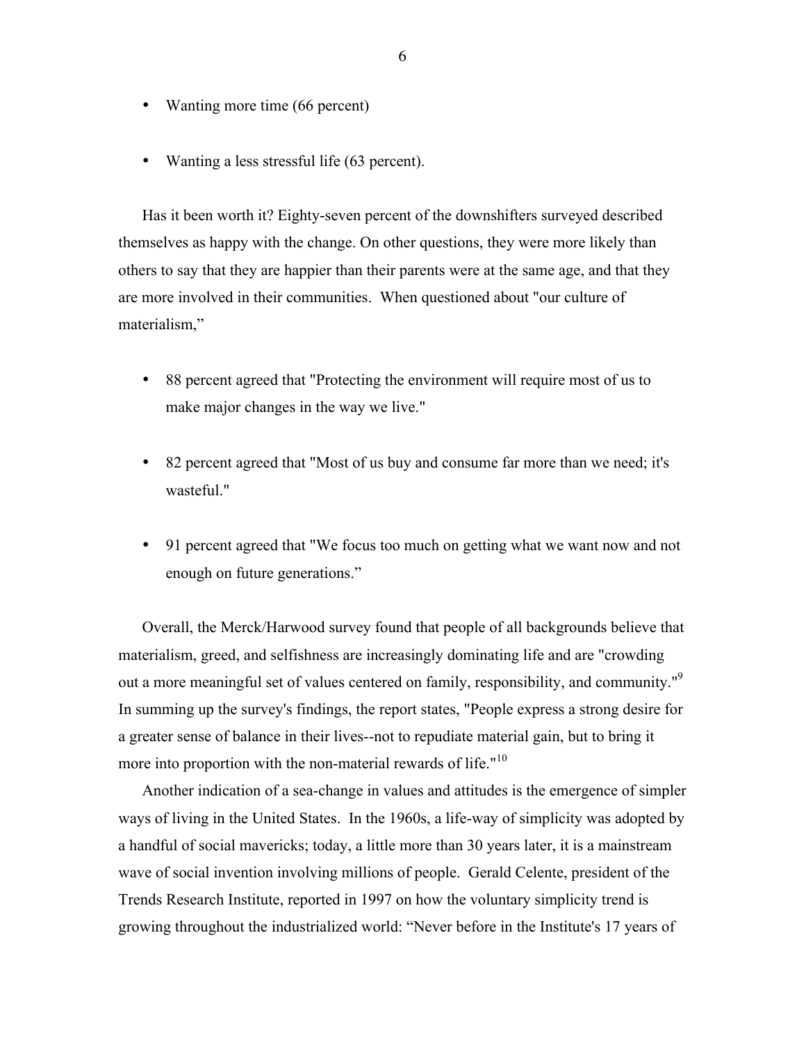- Wanting more time (66 percent)

- Wanting a less stressful life (63 percent).

Has it been worth it? Eighty-seven percent of the downshifters surveyed described themselves as happy with the change. On other questions, they were more likely than others to say that they are happier than their parents were at the same age, and that they are more involved in their communities. When questioned about "our culture of materialism,"

- 88 percent agreed that "Protecting the environment will require most of us to make major changes in the way we live."

- 82 percent agreed that "Most of us buy and consume far more than we need; it's wasteful."

- 91 percent agreed that "We focus too much on getting what we want now and not enough on future generations."

Overall, the Merck/Harwood survey found that people of all backgrounds believe that materialism, greed, and selfishness are increasingly dominating life and are "crowding out a more meaningful set of values centered on family, responsibility, and community."[9] In summing up the survey's findings, the report states, "People express a strong desire for a greater sense of balance in their lives--not to repudiate material gain, but to bring it more into proportion with the non-material rewards of life."[10]

Another indication of a sea-change in values and attitudes is the emergence of simpler ways of living in the United States. In the 1960s, a life-way of simplicity was adopted by a handful of social mavericks; today, a little more than 30 years later, it is a mainstream wave of social invention involving millions of people. Gerald Celente, president of the Trends Research Institute, reported in 1997 on how the voluntary simplicity trend is growing throughout the industrialized world: "Never before in the Institute's 17 years of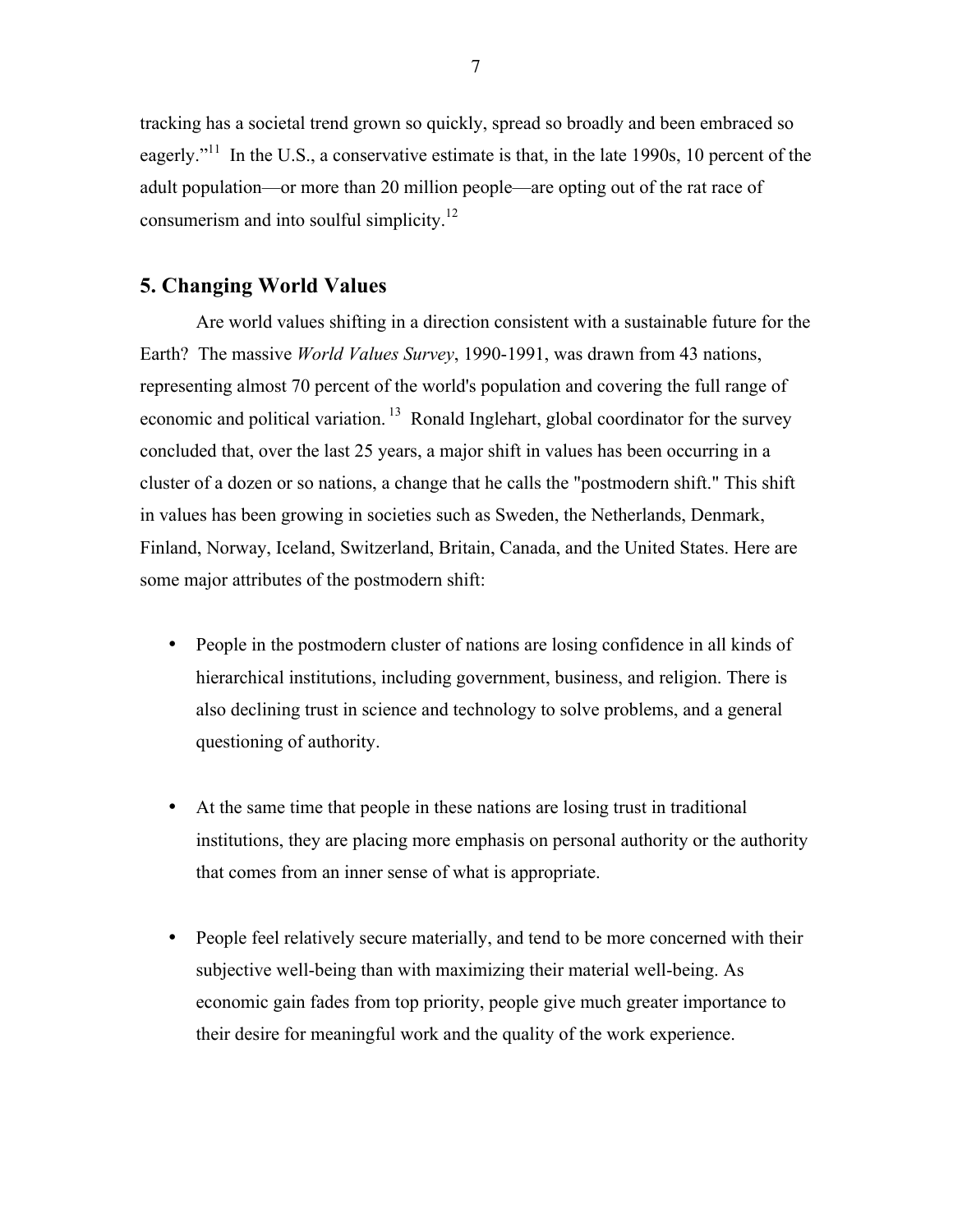tracking has a societal trend grown so quickly, spread so broadly and been embraced so eagerly."[11] In the U.S., a conservative estimate is that, in the late 1990s, 10 percent of the adult population—or more than 20 million people—are opting out of the rat race of consumerism and into soulful simplicity.[12]

## 5. Changing World Values

Are world values shifting in a direction consistent with a sustainable future for the Earth? The massive *World Values Survey*, 1990-1991, was drawn from 43 nations, representing almost 70 percent of the world's population and covering the full range of economic and political variation.[13] Ronald Inglehart, global coordinator for the survey concluded that, over the last 25 years, a major shift in values has been occurring in a cluster of a dozen or so nations, a change that he calls the "postmodern shift." This shift in values has been growing in societies such as Sweden, the Netherlands, Denmark, Finland, Norway, Iceland, Switzerland, Britain, Canada, and the United States. Here are some major attributes of the postmodern shift:

- People in the postmodern cluster of nations are losing confidence in all kinds of hierarchical institutions, including government, business, and religion. There is also declining trust in science and technology to solve problems, and a general questioning of authority.

- At the same time that people in these nations are losing trust in traditional institutions, they are placing more emphasis on personal authority or the authority that comes from an inner sense of what is appropriate.

- People feel relatively secure materially, and tend to be more concerned with their subjective well-being than with maximizing their material well-being. As economic gain fades from top priority, people give much greater importance to their desire for meaningful work and the quality of the work experience.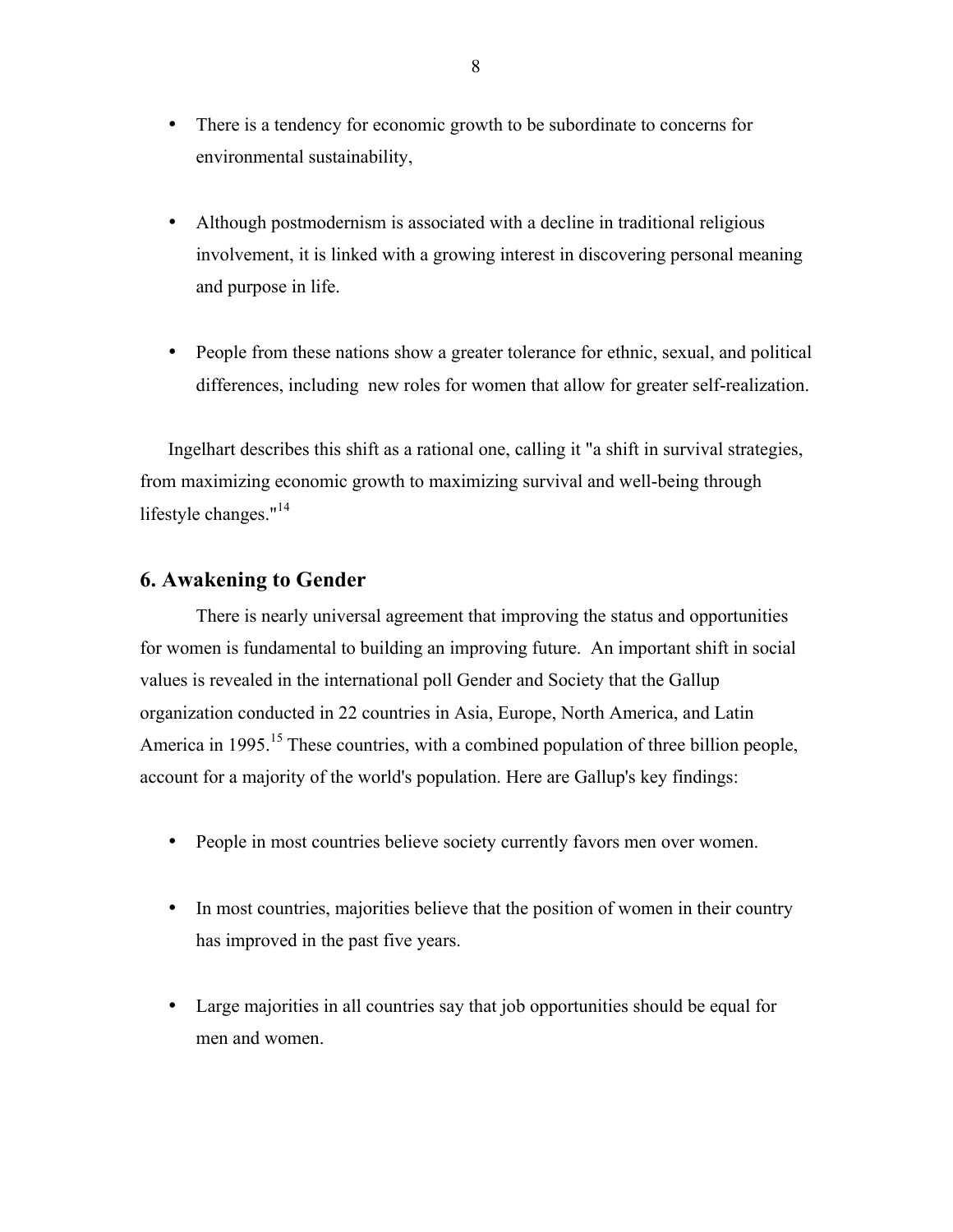- There is a tendency for economic growth to be subordinate to concerns for environmental sustainability,

- Although postmodernism is associated with a decline in traditional religious involvement, it is linked with a growing interest in discovering personal meaning and purpose in life.

- People from these nations show a greater tolerance for ethnic, sexual, and political differences, including new roles for women that allow for greater self-realization.

Ingelhart describes this shift as a rational one, calling it "a shift in survival strategies, from maximizing economic growth to maximizing survival and well-being through lifestyle changes."[14]

## 6. Awakening to Gender

There is nearly universal agreement that improving the status and opportunities for women is fundamental to building an improving future. An important shift in social values is revealed in the international poll Gender and Society that the Gallup organization conducted in 22 countries in Asia, Europe, North America, and Latin America in 1995.[15] These countries, with a combined population of three billion people, account for a majority of the world's population. Here are Gallup's key findings:

- People in most countries believe society currently favors men over women.

- In most countries, majorities believe that the position of women in their country has improved in the past five years.

- Large majorities in all countries say that job opportunities should be equal for men and women.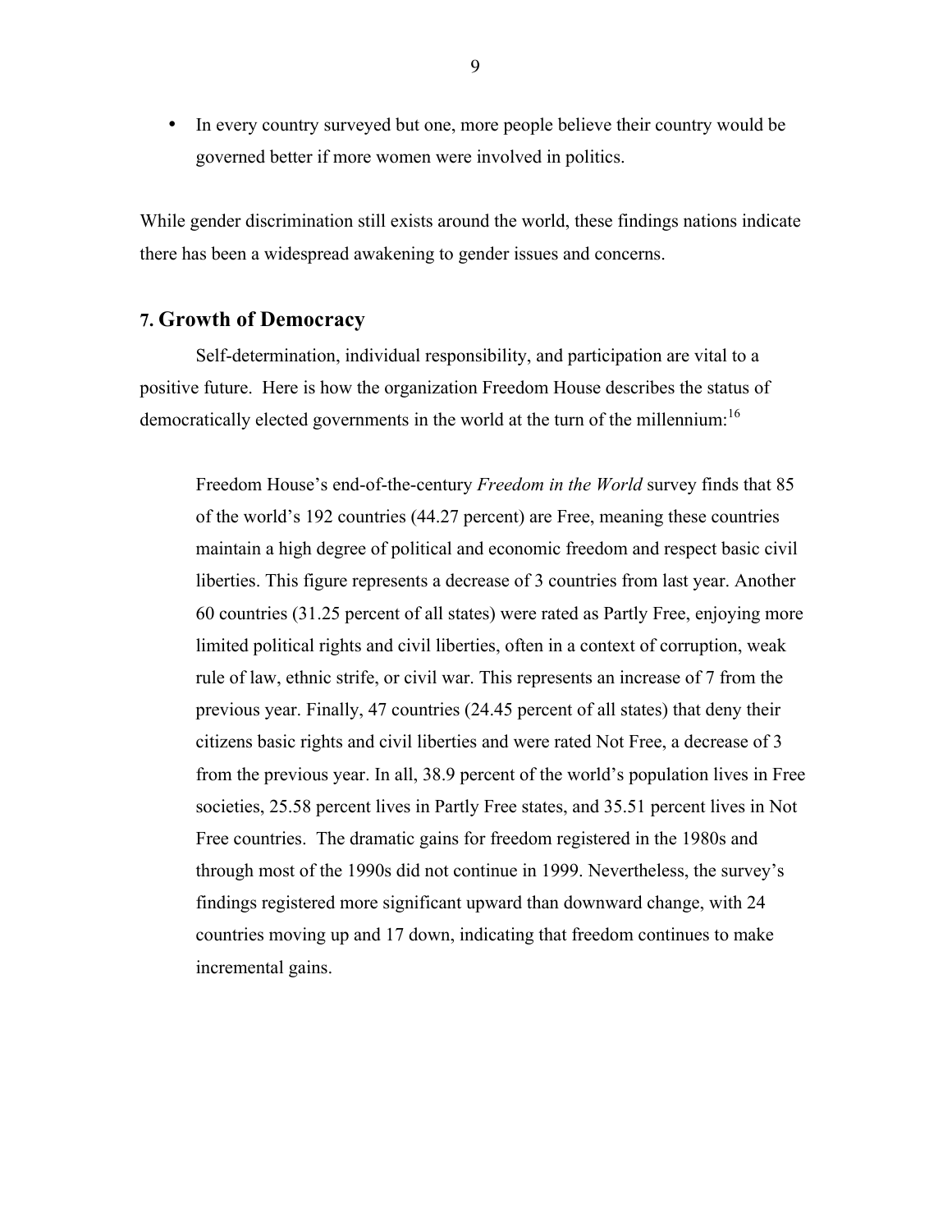- In every country surveyed but one, more people believe their country would be governed better if more women were involved in politics.

While gender discrimination still exists around the world, these findings nations indicate there has been a widespread awakening to gender issues and concerns.

## 7. Growth of Democracy

Self-determination, individual responsibility, and participation are vital to a positive future. Here is how the organization Freedom House describes the status of democratically elected governments in the world at the turn of the millennium:[16]

> Freedom House's end-of-the-century *Freedom in the World* survey finds that 85 of the world's 192 countries (44.27 percent) are Free, meaning these countries maintain a high degree of political and economic freedom and respect basic civil liberties. This figure represents a decrease of 3 countries from last year. Another 60 countries (31.25 percent of all states) were rated as Partly Free, enjoying more limited political rights and civil liberties, often in a context of corruption, weak rule of law, ethnic strife, or civil war. This represents an increase of 7 from the previous year. Finally, 47 countries (24.45 percent of all states) that deny their citizens basic rights and civil liberties and were rated Not Free, a decrease of 3 from the previous year. In all, 38.9 percent of the world's population lives in Free societies, 25.58 percent lives in Partly Free states, and 35.51 percent lives in Not Free countries. The dramatic gains for freedom registered in the 1980s and through most of the 1990s did not continue in 1999. Nevertheless, the survey's findings registered more significant upward than downward change, with 24 countries moving up and 17 down, indicating that freedom continues to make incremental gains.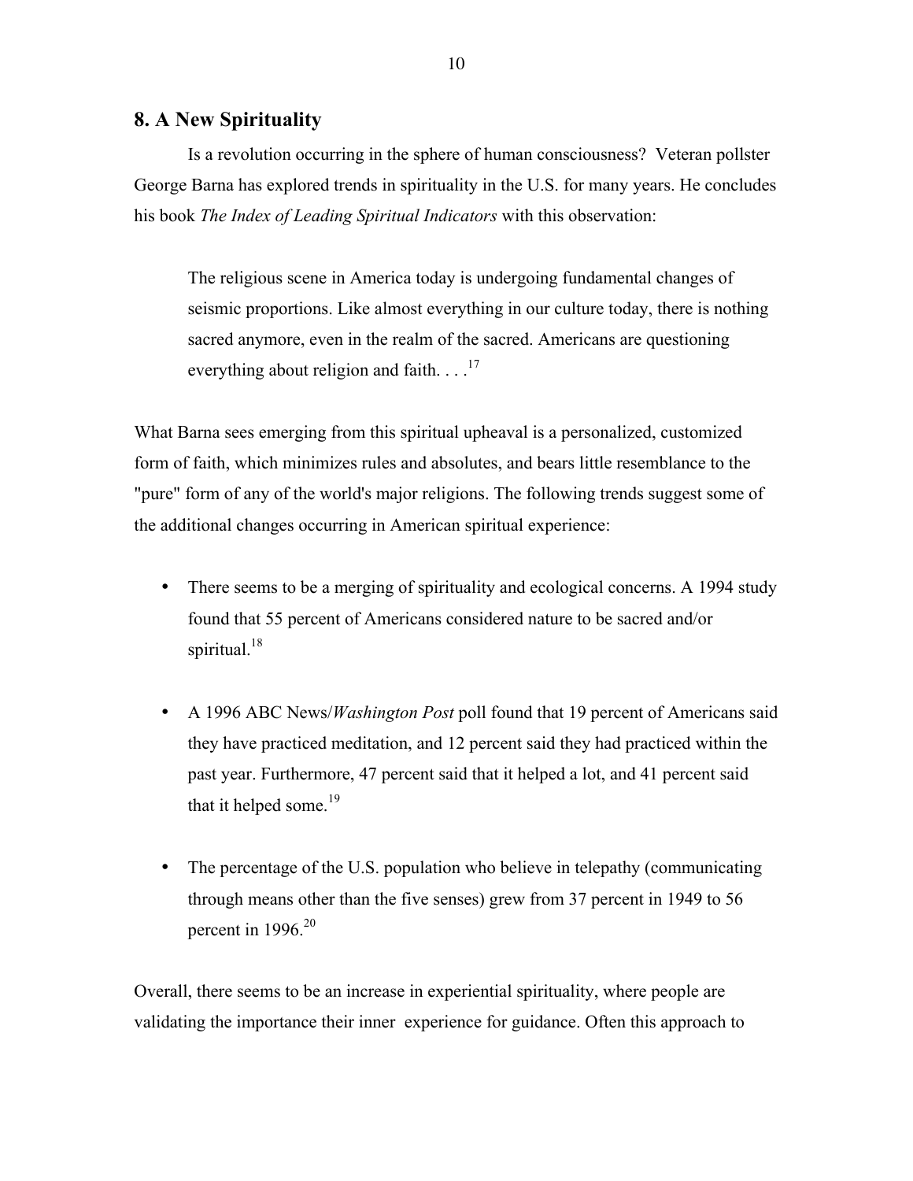## 8. A New Spirituality

Is a revolution occurring in the sphere of human consciousness? Veteran pollster George Barna has explored trends in spirituality in the U.S. for many years. He concludes his book *The Index of Leading Spiritual Indicators* with this observation:

> The religious scene in America today is undergoing fundamental changes of seismic proportions. Like almost everything in our culture today, there is nothing sacred anymore, even in the realm of the sacred. Americans are questioning everything about religion and faith. . . .[17]

What Barna sees emerging from this spiritual upheaval is a personalized, customized form of faith, which minimizes rules and absolutes, and bears little resemblance to the "pure" form of any of the world's major religions. The following trends suggest some of the additional changes occurring in American spiritual experience:

- There seems to be a merging of spirituality and ecological concerns. A 1994 study found that 55 percent of Americans considered nature to be sacred and/or spiritual.[18]

- A 1996 ABC News/*Washington Post* poll found that 19 percent of Americans said they have practiced meditation, and 12 percent said they had practiced within the past year. Furthermore, 47 percent said that it helped a lot, and 41 percent said that it helped some.[19]

- The percentage of the U.S. population who believe in telepathy (communicating through means other than the five senses) grew from 37 percent in 1949 to 56 percent in 1996.[20]

Overall, there seems to be an increase in experiential spirituality, where people are validating the importance their inner experience for guidance. Often this approach to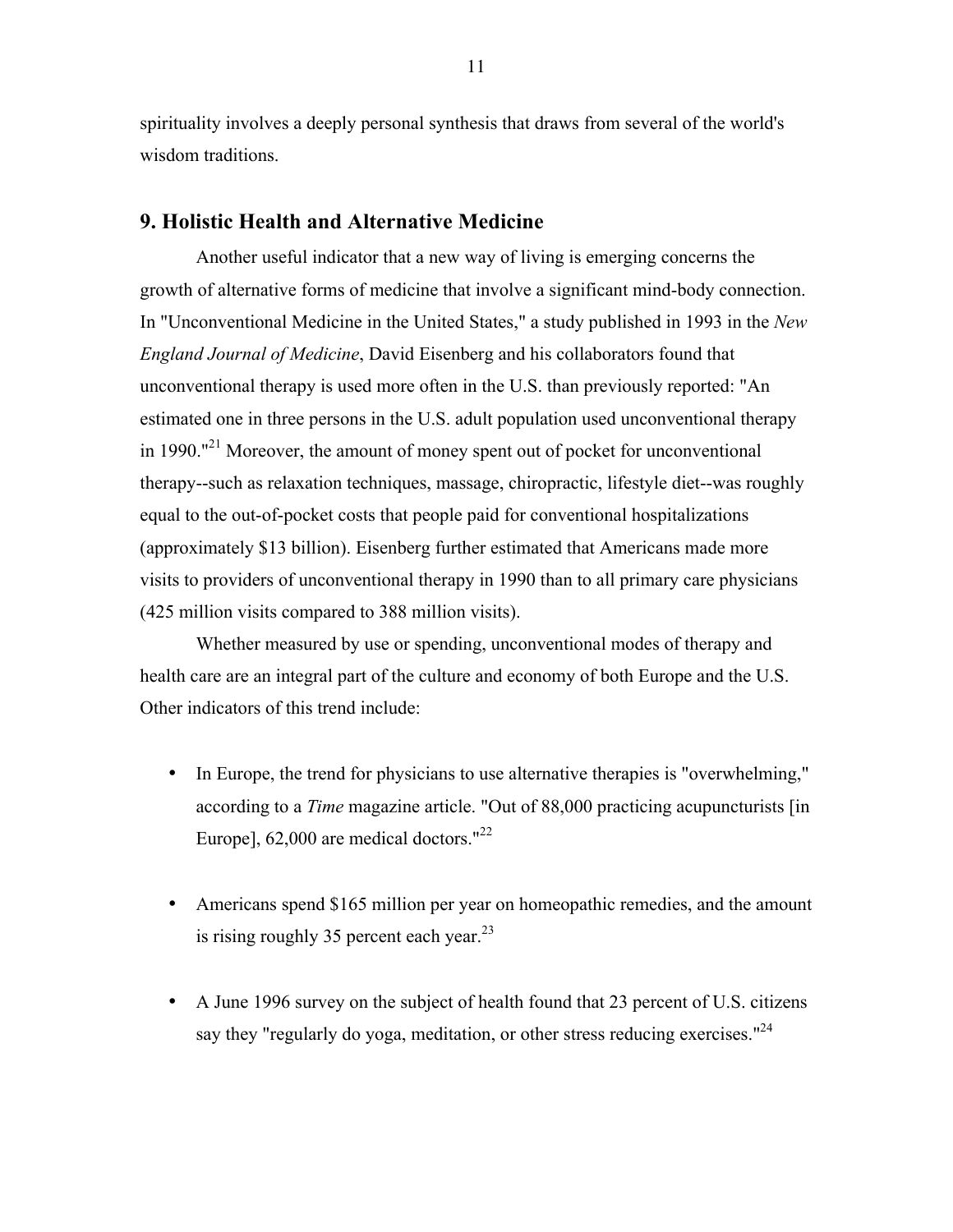spirituality involves a deeply personal synthesis that draws from several of the world's wisdom traditions.

## 9. Holistic Health and Alternative Medicine

Another useful indicator that a new way of living is emerging concerns the growth of alternative forms of medicine that involve a significant mind-body connection. In "Unconventional Medicine in the United States," a study published in 1993 in the *New England Journal of Medicine*, David Eisenberg and his collaborators found that unconventional therapy is used more often in the U.S. than previously reported: "An estimated one in three persons in the U.S. adult population used unconventional therapy in 1990."[21] Moreover, the amount of money spent out of pocket for unconventional therapy--such as relaxation techniques, massage, chiropractic, lifestyle diet--was roughly equal to the out-of-pocket costs that people paid for conventional hospitalizations (approximately $13 billion). Eisenberg further estimated that Americans made more visits to providers of unconventional therapy in 1990 than to all primary care physicians (425 million visits compared to 388 million visits).

Whether measured by use or spending, unconventional modes of therapy and health care are an integral part of the culture and economy of both Europe and the U.S. Other indicators of this trend include:

- In Europe, the trend for physicians to use alternative therapies is "overwhelming," according to a *Time* magazine article. "Out of 88,000 practicing acupuncturists [in Europe], 62,000 are medical doctors."[22]

- Americans spend $165 million per year on homeopathic remedies, and the amount is rising roughly 35 percent each year.[23]

- A June 1996 survey on the subject of health found that 23 percent of U.S. citizens say they "regularly do yoga, meditation, or other stress reducing exercises."[24]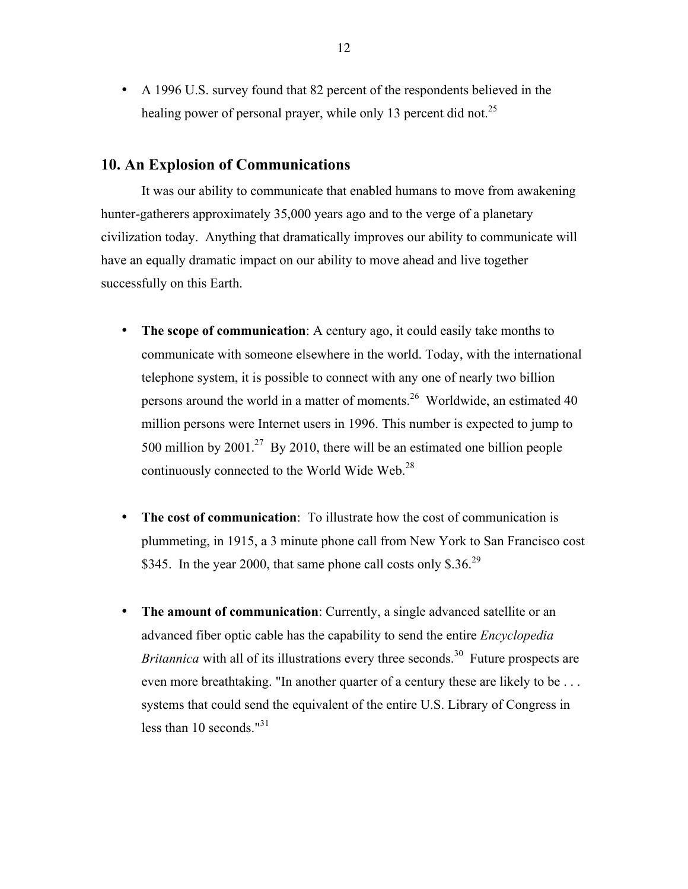- A 1996 U.S. survey found that 82 percent of the respondents believed in the healing power of personal prayer, while only 13 percent did not.[25]

## 10. An Explosion of Communications

It was our ability to communicate that enabled humans to move from awakening hunter-gatherers approximately 35,000 years ago and to the verge of a planetary civilization today. Anything that dramatically improves our ability to communicate will have an equally dramatic impact on our ability to move ahead and live together successfully on this Earth.

- **The scope of communication**: A century ago, it could easily take months to communicate with someone elsewhere in the world. Today, with the international telephone system, it is possible to connect with any one of nearly two billion persons around the world in a matter of moments.[26] Worldwide, an estimated 40 million persons were Internet users in 1996. This number is expected to jump to 500 million by 2001.[27] By 2010, there will be an estimated one billion people continuously connected to the World Wide Web.[28]

- **The cost of communication**: To illustrate how the cost of communication is plummeting, in 1915, a 3 minute phone call from New York to San Francisco cost $345. In the year 2000, that same phone call costs only $.36.[29]

- **The amount of communication**: Currently, a single advanced satellite or an advanced fiber optic cable has the capability to send the entire *Encyclopedia Britannica* with all of its illustrations every three seconds.[30] Future prospects are even more breathtaking. "In another quarter of a century these are likely to be . . . systems that could send the equivalent of the entire U.S. Library of Congress in less than 10 seconds."[31]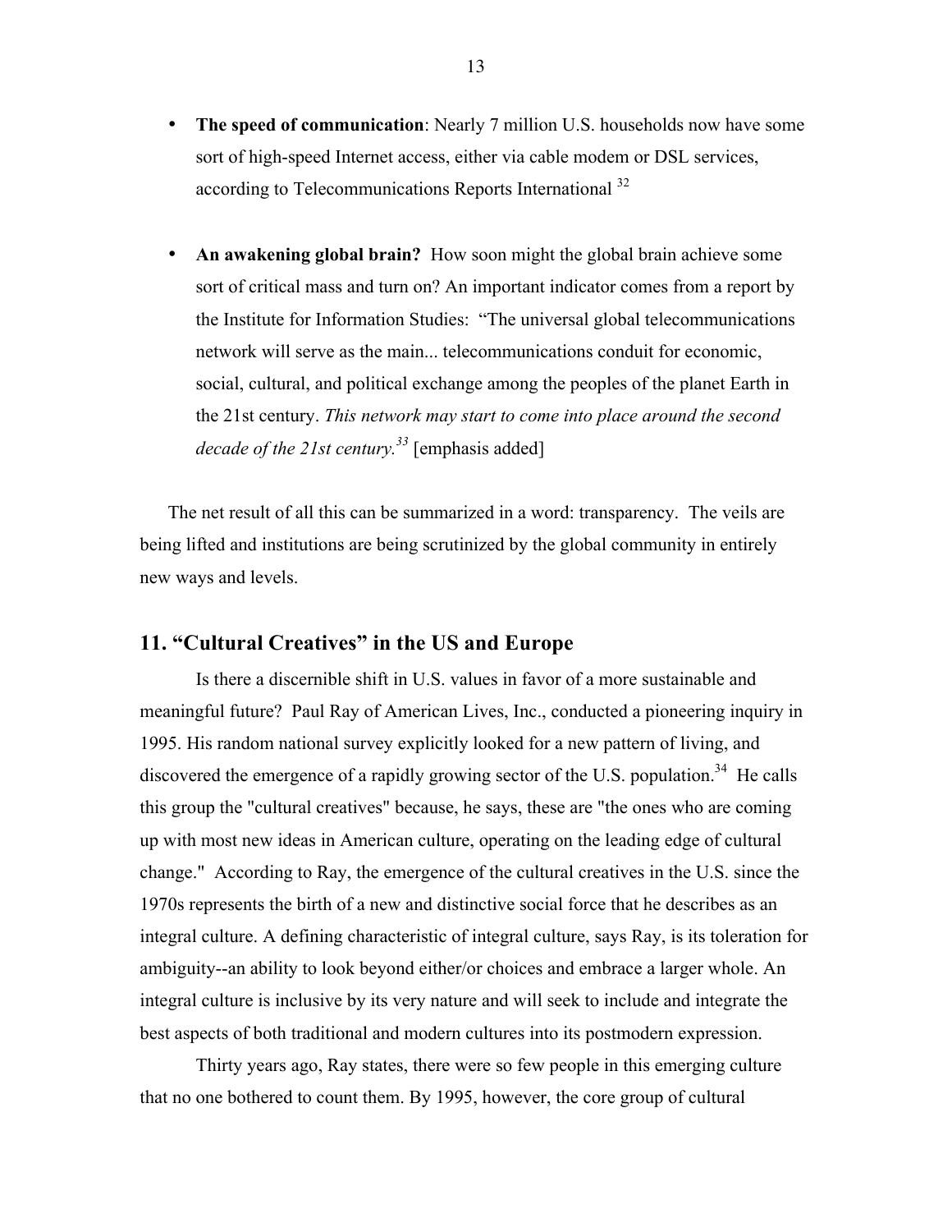- **The speed of communication**: Nearly 7 million U.S. households now have some sort of high-speed Internet access, either via cable modem or DSL services, according to Telecommunications Reports International [32]

- **An awakening global brain?** How soon might the global brain achieve some sort of critical mass and turn on? An important indicator comes from a report by the Institute for Information Studies: "The universal global telecommunications network will serve as the main... telecommunications conduit for economic, social, cultural, and political exchange among the peoples of the planet Earth in the 21st century. *This network may start to come into place around the second decade of the 21st century.*[33] [emphasis added]

The net result of all this can be summarized in a word: transparency. The veils are being lifted and institutions are being scrutinized by the global community in entirely new ways and levels.

## 11. "Cultural Creatives" in the US and Europe

Is there a discernible shift in U.S. values in favor of a more sustainable and meaningful future? Paul Ray of American Lives, Inc., conducted a pioneering inquiry in 1995. His random national survey explicitly looked for a new pattern of living, and discovered the emergence of a rapidly growing sector of the U.S. population.[34] He calls this group the "cultural creatives" because, he says, these are "the ones who are coming up with most new ideas in American culture, operating on the leading edge of cultural change." According to Ray, the emergence of the cultural creatives in the U.S. since the 1970s represents the birth of a new and distinctive social force that he describes as an integral culture. A defining characteristic of integral culture, says Ray, is its toleration for ambiguity--an ability to look beyond either/or choices and embrace a larger whole. An integral culture is inclusive by its very nature and will seek to include and integrate the best aspects of both traditional and modern cultures into its postmodern expression.

Thirty years ago, Ray states, there were so few people in this emerging culture that no one bothered to count them. By 1995, however, the core group of cultural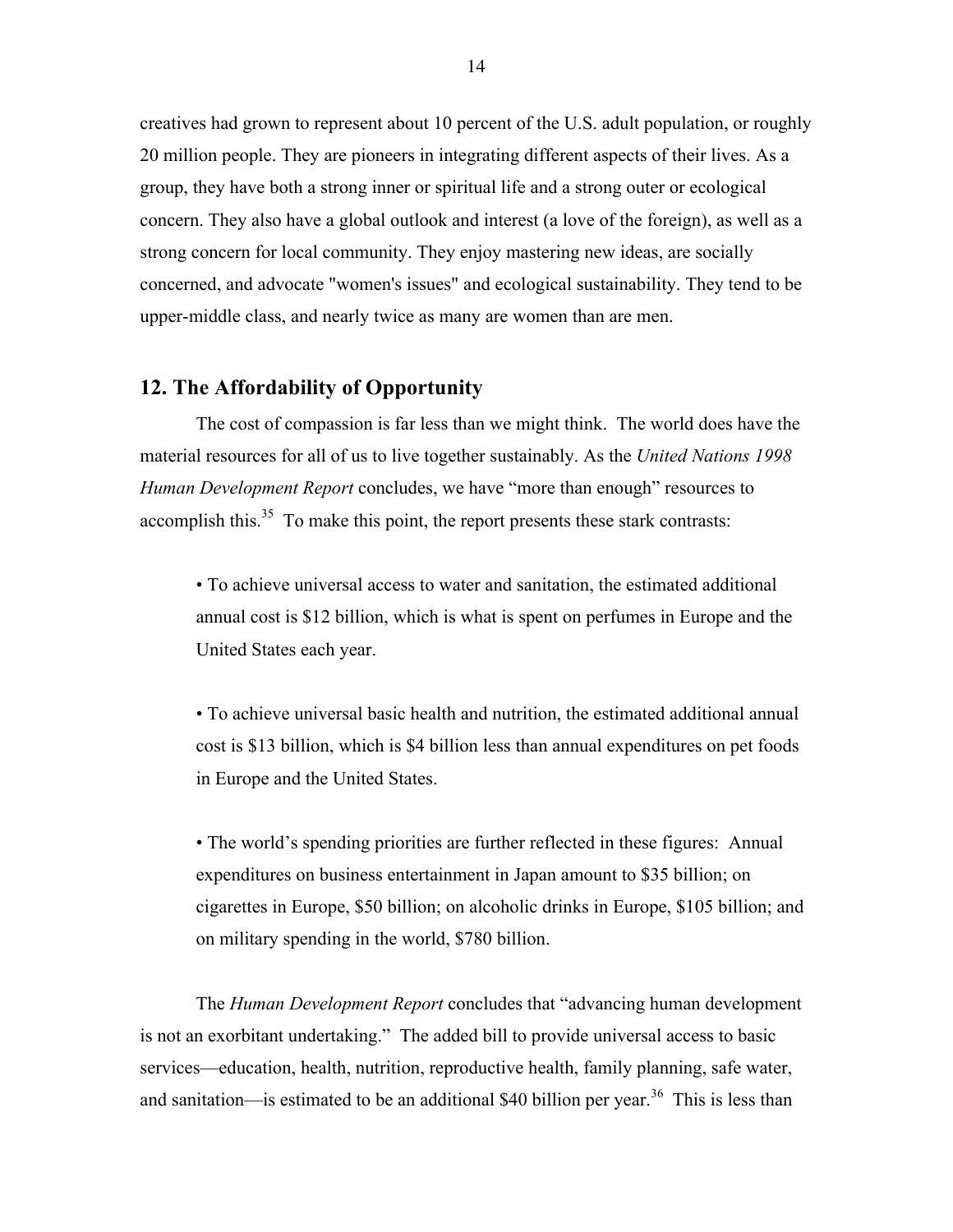creatives had grown to represent about 10 percent of the U.S. adult population, or roughly 20 million people. They are pioneers in integrating different aspects of their lives. As a group, they have both a strong inner or spiritual life and a strong outer or ecological concern. They also have a global outlook and interest (a love of the foreign), as well as a strong concern for local community. They enjoy mastering new ideas, are socially concerned, and advocate "women's issues" and ecological sustainability. They tend to be upper-middle class, and nearly twice as many are women than are men.

## 12. The Affordability of Opportunity

The cost of compassion is far less than we might think. The world does have the material resources for all of us to live together sustainably. As the *United Nations 1998 Human Development Report* concludes, we have "more than enough" resources to accomplish this.[35] To make this point, the report presents these stark contrasts:

> • To achieve universal access to water and sanitation, the estimated additional annual cost is $12 billion, which is what is spent on perfumes in Europe and the United States each year.
>
> • To achieve universal basic health and nutrition, the estimated additional annual cost is $13 billion, which is $4 billion less than annual expenditures on pet foods in Europe and the United States.
>
> • The world's spending priorities are further reflected in these figures: Annual expenditures on business entertainment in Japan amount to $35 billion; on cigarettes in Europe, $50 billion; on alcoholic drinks in Europe, $105 billion; and on military spending in the world, $780 billion.

The *Human Development Report* concludes that "advancing human development is not an exorbitant undertaking." The added bill to provide universal access to basic services—education, health, nutrition, reproductive health, family planning, safe water, and sanitation—is estimated to be an additional $40 billion per year.[36] This is less than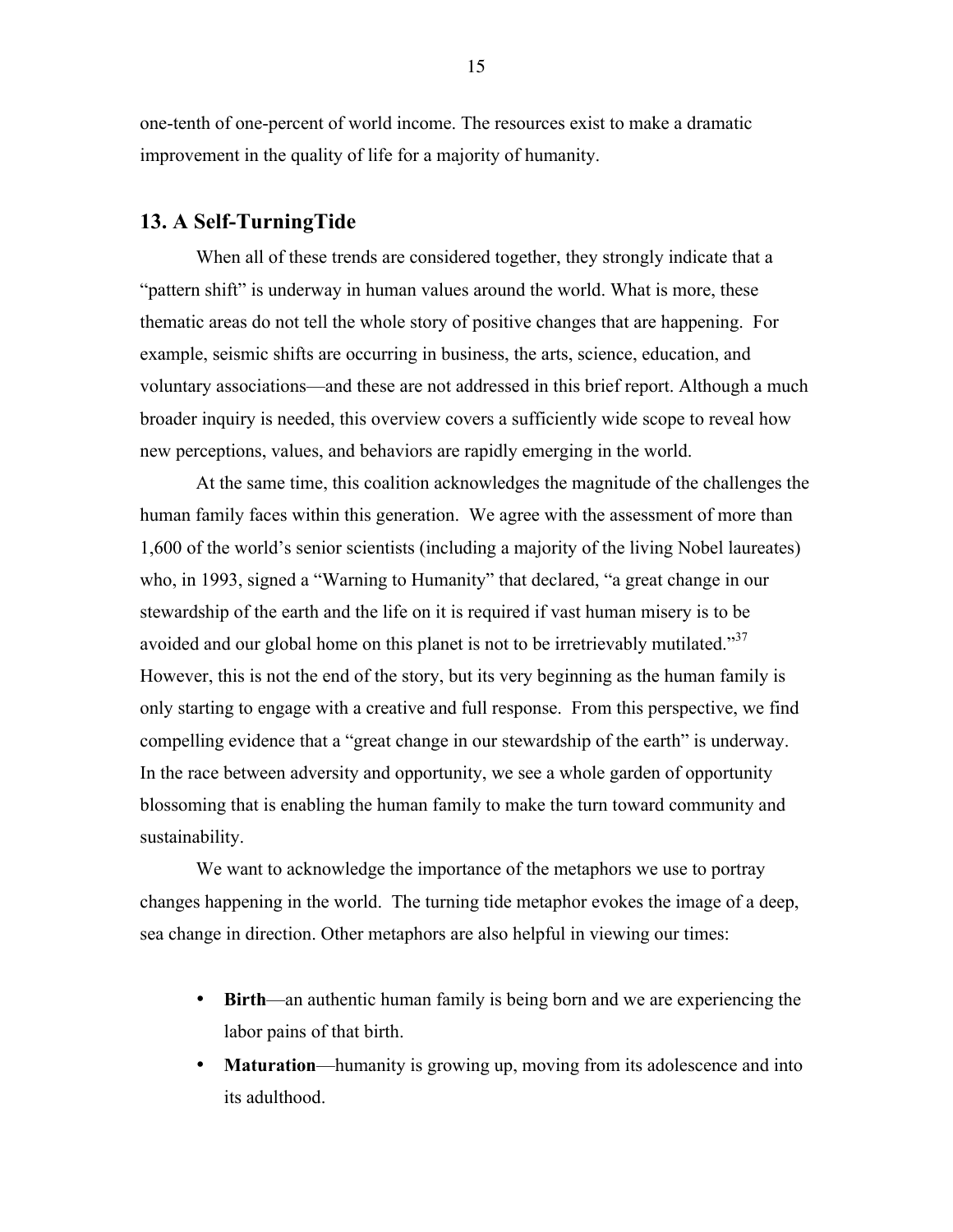one-tenth of one-percent of world income. The resources exist to make a dramatic improvement in the quality of life for a majority of humanity.

## 13. A Self-TurningTide

When all of these trends are considered together, they strongly indicate that a "pattern shift" is underway in human values around the world. What is more, these thematic areas do not tell the whole story of positive changes that are happening. For example, seismic shifts are occurring in business, the arts, science, education, and voluntary associations—and these are not addressed in this brief report. Although a much broader inquiry is needed, this overview covers a sufficiently wide scope to reveal how new perceptions, values, and behaviors are rapidly emerging in the world.

At the same time, this coalition acknowledges the magnitude of the challenges the human family faces within this generation. We agree with the assessment of more than 1,600 of the world's senior scientists (including a majority of the living Nobel laureates) who, in 1993, signed a "Warning to Humanity" that declared, "a great change in our stewardship of the earth and the life on it is required if vast human misery is to be avoided and our global home on this planet is not to be irretrievably mutilated."[37] However, this is not the end of the story, but its very beginning as the human family is only starting to engage with a creative and full response. From this perspective, we find compelling evidence that a "great change in our stewardship of the earth" is underway. In the race between adversity and opportunity, we see a whole garden of opportunity blossoming that is enabling the human family to make the turn toward community and sustainability.

We want to acknowledge the importance of the metaphors we use to portray changes happening in the world. The turning tide metaphor evokes the image of a deep, sea change in direction. Other metaphors are also helpful in viewing our times:

- **Birth**—an authentic human family is being born and we are experiencing the labor pains of that birth.
- **Maturation**—humanity is growing up, moving from its adolescence and into its adulthood.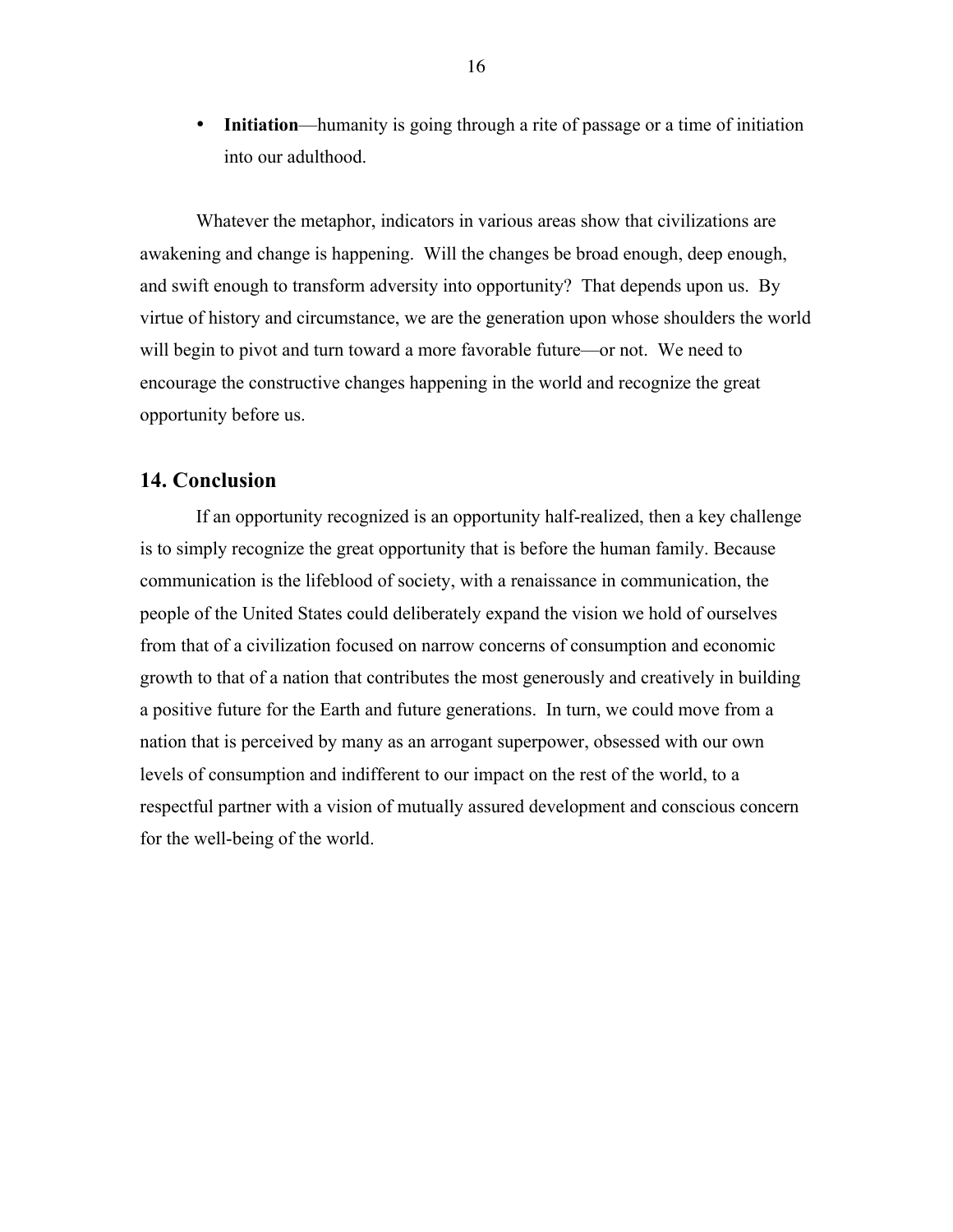- **Initiation**—humanity is going through a rite of passage or a time of initiation into our adulthood.

Whatever the metaphor, indicators in various areas show that civilizations are awakening and change is happening. Will the changes be broad enough, deep enough, and swift enough to transform adversity into opportunity? That depends upon us. By virtue of history and circumstance, we are the generation upon whose shoulders the world will begin to pivot and turn toward a more favorable future—or not. We need to encourage the constructive changes happening in the world and recognize the great opportunity before us.

## 14. Conclusion

If an opportunity recognized is an opportunity half-realized, then a key challenge is to simply recognize the great opportunity that is before the human family. Because communication is the lifeblood of society, with a renaissance in communication, the people of the United States could deliberately expand the vision we hold of ourselves from that of a civilization focused on narrow concerns of consumption and economic growth to that of a nation that contributes the most generously and creatively in building a positive future for the Earth and future generations. In turn, we could move from a nation that is perceived by many as an arrogant superpower, obsessed with our own levels of consumption and indifferent to our impact on the rest of the world, to a respectful partner with a vision of mutually assured development and conscious concern for the well-being of the world.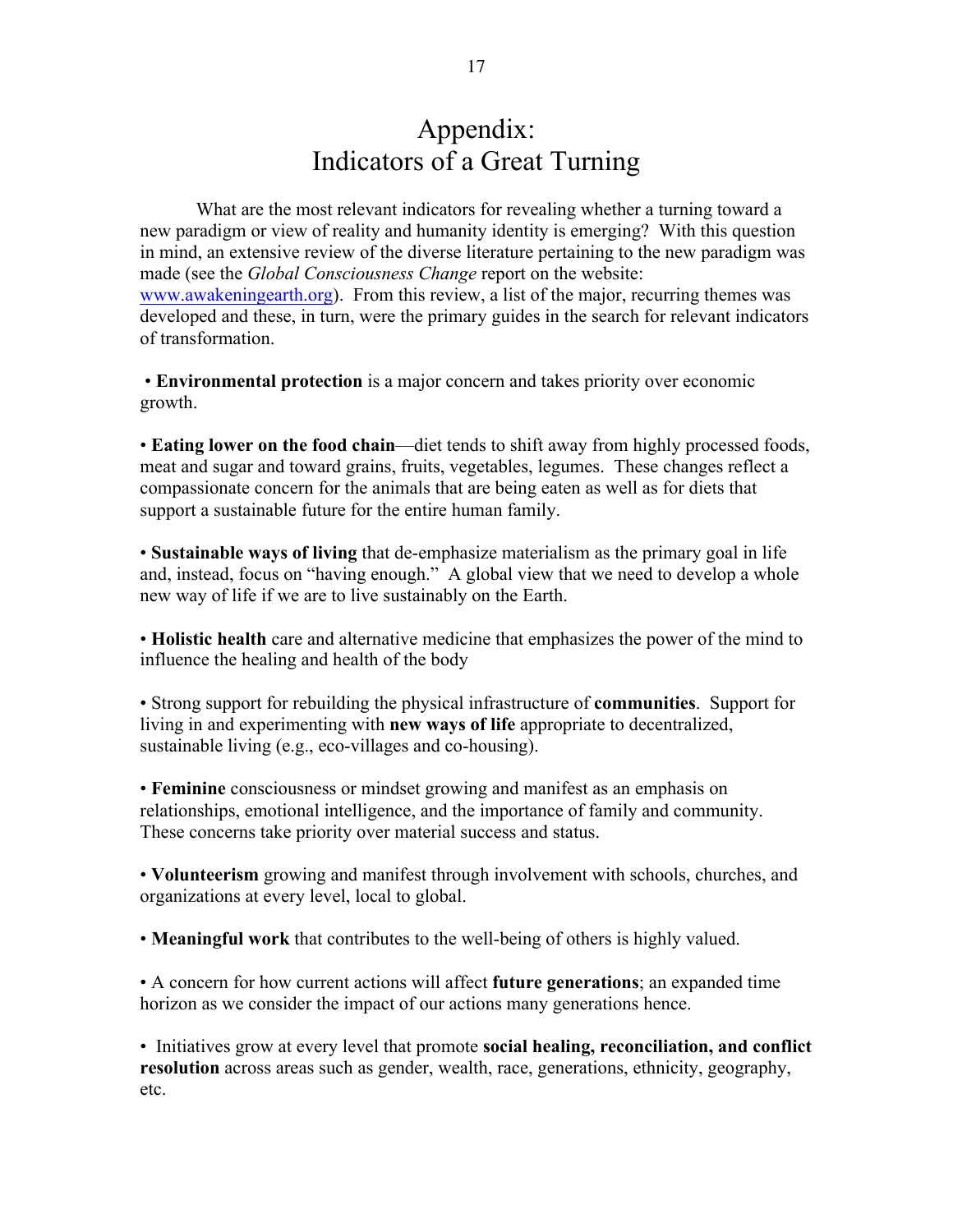# Appendix: Indicators of a Great Turning

What are the most relevant indicators for revealing whether a turning toward a new paradigm or view of reality and humanity identity is emerging? With this question in mind, an extensive review of the diverse literature pertaining to the new paradigm was made (see the *Global Consciousness Change* report on the website: [www.awakeningearth.org](http://www.awakeningearth.org)). From this review, a list of the major, recurring themes was developed and these, in turn, were the primary guides in the search for relevant indicators of transformation.

• **Environmental protection** is a major concern and takes priority over economic growth.

• **Eating lower on the food chain**—diet tends to shift away from highly processed foods, meat and sugar and toward grains, fruits, vegetables, legumes. These changes reflect a compassionate concern for the animals that are being eaten as well as for diets that support a sustainable future for the entire human family.

• **Sustainable ways of living** that de-emphasize materialism as the primary goal in life and, instead, focus on "having enough." A global view that we need to develop a whole new way of life if we are to live sustainably on the Earth.

• **Holistic health** care and alternative medicine that emphasizes the power of the mind to influence the healing and health of the body

• Strong support for rebuilding the physical infrastructure of **communities**. Support for living in and experimenting with **new ways of life** appropriate to decentralized, sustainable living (e.g., eco-villages and co-housing).

• **Feminine** consciousness or mindset growing and manifest as an emphasis on relationships, emotional intelligence, and the importance of family and community. These concerns take priority over material success and status.

• **Volunteerism** growing and manifest through involvement with schools, churches, and organizations at every level, local to global.

• **Meaningful work** that contributes to the well-being of others is highly valued.

• A concern for how current actions will affect **future generations**; an expanded time horizon as we consider the impact of our actions many generations hence.

• Initiatives grow at every level that promote **social healing, reconciliation, and conflict resolution** across areas such as gender, wealth, race, generations, ethnicity, geography, etc.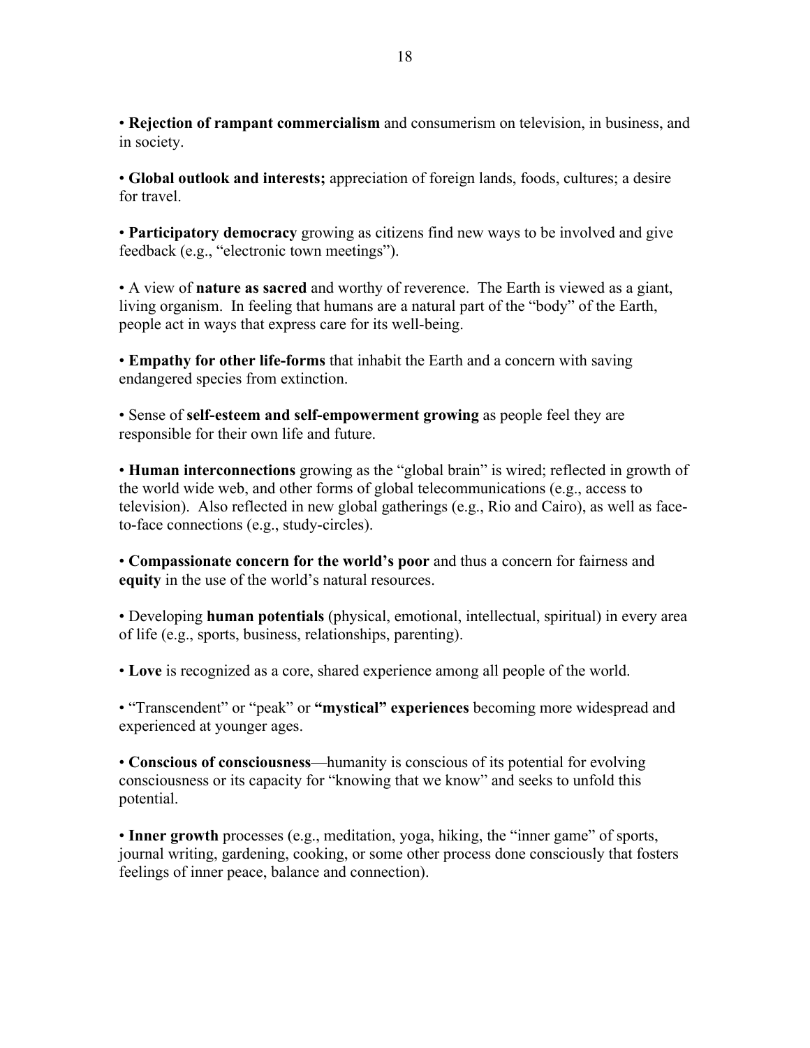• **Rejection of rampant commercialism** and consumerism on television, in business, and in society.

• **Global outlook and interests;** appreciation of foreign lands, foods, cultures; a desire for travel.

• **Participatory democracy** growing as citizens find new ways to be involved and give feedback (e.g., "electronic town meetings").

• A view of **nature as sacred** and worthy of reverence. The Earth is viewed as a giant, living organism. In feeling that humans are a natural part of the "body" of the Earth, people act in ways that express care for its well-being.

• **Empathy for other life-forms** that inhabit the Earth and a concern with saving endangered species from extinction.

• Sense of **self-esteem and self-empowerment growing** as people feel they are responsible for their own life and future.

• **Human interconnections** growing as the "global brain" is wired; reflected in growth of the world wide web, and other forms of global telecommunications (e.g., access to television). Also reflected in new global gatherings (e.g., Rio and Cairo), as well as face-to-face connections (e.g., study-circles).

• **Compassionate concern for the world's poor** and thus a concern for fairness and **equity** in the use of the world's natural resources.

• Developing **human potentials** (physical, emotional, intellectual, spiritual) in every area of life (e.g., sports, business, relationships, parenting).

• **Love** is recognized as a core, shared experience among all people of the world.

• "Transcendent" or "peak" or **"mystical" experiences** becoming more widespread and experienced at younger ages.

• **Conscious of consciousness**—humanity is conscious of its potential for evolving consciousness or its capacity for "knowing that we know" and seeks to unfold this potential.

• **Inner growth** processes (e.g., meditation, yoga, hiking, the "inner game" of sports, journal writing, gardening, cooking, or some other process done consciously that fosters feelings of inner peace, balance and connection).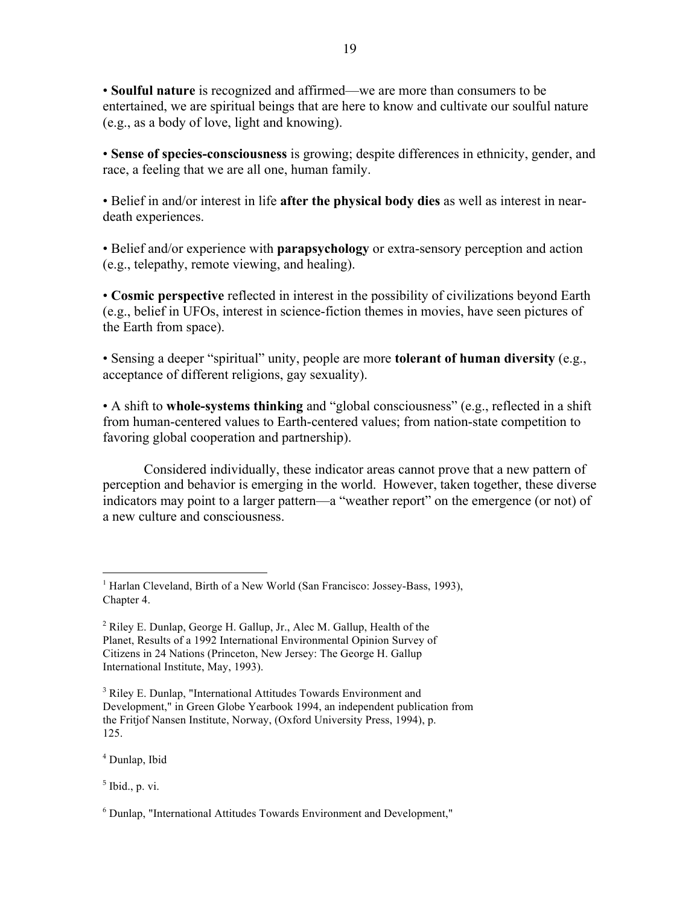• **Soulful nature** is recognized and affirmed—we are more than consumers to be entertained, we are spiritual beings that are here to know and cultivate our soulful nature (e.g., as a body of love, light and knowing).

• **Sense of species-consciousness** is growing; despite differences in ethnicity, gender, and race, a feeling that we are all one, human family.

• Belief in and/or interest in life **after the physical body dies** as well as interest in near-death experiences.

• Belief and/or experience with **parapsychology** or extra-sensory perception and action (e.g., telepathy, remote viewing, and healing).

• **Cosmic perspective** reflected in interest in the possibility of civilizations beyond Earth (e.g., belief in UFOs, interest in science-fiction themes in movies, have seen pictures of the Earth from space).

• Sensing a deeper "spiritual" unity, people are more **tolerant of human diversity** (e.g., acceptance of different religions, gay sexuality).

• A shift to **whole-systems thinking** and "global consciousness" (e.g., reflected in a shift from human-centered values to Earth-centered values; from nation-state competition to favoring global cooperation and partnership).

Considered individually, these indicator areas cannot prove that a new pattern of perception and behavior is emerging in the world. However, taken together, these diverse indicators may point to a larger pattern—a "weather report" on the emergence (or not) of a new culture and consciousness.

---

[1] Harlan Cleveland, Birth of a New World (San Francisco: Jossey-Bass, 1993), Chapter 4.

[2] Riley E. Dunlap, George H. Gallup, Jr., Alec M. Gallup, Health of the Planet, Results of a 1992 International Environmental Opinion Survey of Citizens in 24 Nations (Princeton, New Jersey: The George H. Gallup International Institute, May, 1993).

[3] Riley E. Dunlap, "International Attitudes Towards Environment and Development," in Green Globe Yearbook 1994, an independent publication from the Fritjof Nansen Institute, Norway, (Oxford University Press, 1994), p. 125.

[4] Dunlap, Ibid

[5] Ibid., p. vi.

[6] Dunlap, "International Attitudes Towards Environment and Development,"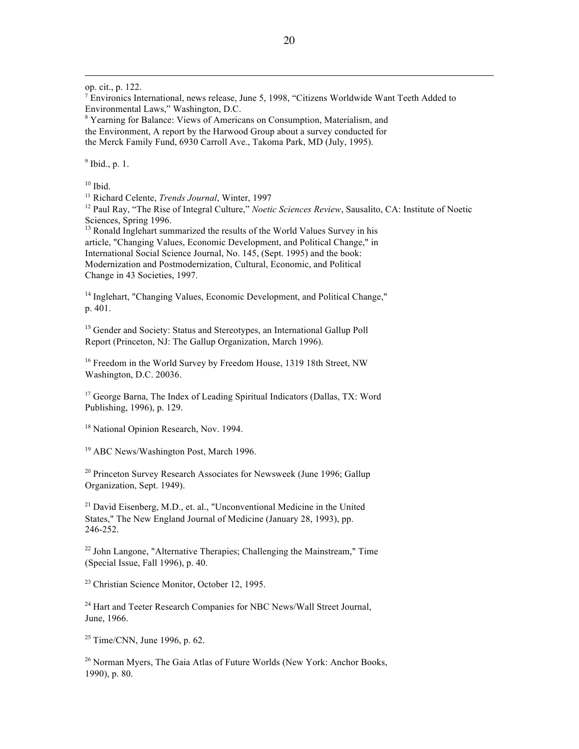op. cit., p. 122.

[7] Environics International, news release, June 5, 1998, "Citizens Worldwide Want Teeth Added to Environmental Laws," Washington, D.C.

[8] Yearning for Balance: Views of Americans on Consumption, Materialism, and the Environment, A report by the Harwood Group about a survey conducted for the Merck Family Fund, 6930 Carroll Ave., Takoma Park, MD (July, 1995).

[9] Ibid., p. 1.

[10] Ibid.

[11] Richard Celente, *Trends Journal*, Winter, 1997

[12] Paul Ray, "The Rise of Integral Culture," *Noetic Sciences Review*, Sausalito, CA: Institute of Noetic Sciences, Spring 1996.

[13] Ronald Inglehart summarized the results of the World Values Survey in his article, "Changing Values, Economic Development, and Political Change," in International Social Science Journal, No. 145, (Sept. 1995) and the book: Modernization and Postmodernization, Cultural, Economic, and Political Change in 43 Societies, 1997.

[14] Inglehart, "Changing Values, Economic Development, and Political Change," p. 401.

[15] Gender and Society: Status and Stereotypes, an International Gallup Poll Report (Princeton, NJ: The Gallup Organization, March 1996).

[16] Freedom in the World Survey by Freedom House, 1319 18th Street, NW Washington, D.C. 20036.

[17] George Barna, The Index of Leading Spiritual Indicators (Dallas, TX: Word Publishing, 1996), p. 129.

[18] National Opinion Research, Nov. 1994.

[19] ABC News/Washington Post, March 1996.

[20] Princeton Survey Research Associates for Newsweek (June 1996; Gallup Organization, Sept. 1949).

[21] David Eisenberg, M.D., et. al., "Unconventional Medicine in the United States," The New England Journal of Medicine (January 28, 1993), pp. 246-252.

[22] John Langone, "Alternative Therapies; Challenging the Mainstream," Time (Special Issue, Fall 1996), p. 40.

[23] Christian Science Monitor, October 12, 1995.

[24] Hart and Teeter Research Companies for NBC News/Wall Street Journal, June, 1966.

[25] Time/CNN, June 1996, p. 62.

[26] Norman Myers, The Gaia Atlas of Future Worlds (New York: Anchor Books, 1990), p. 80.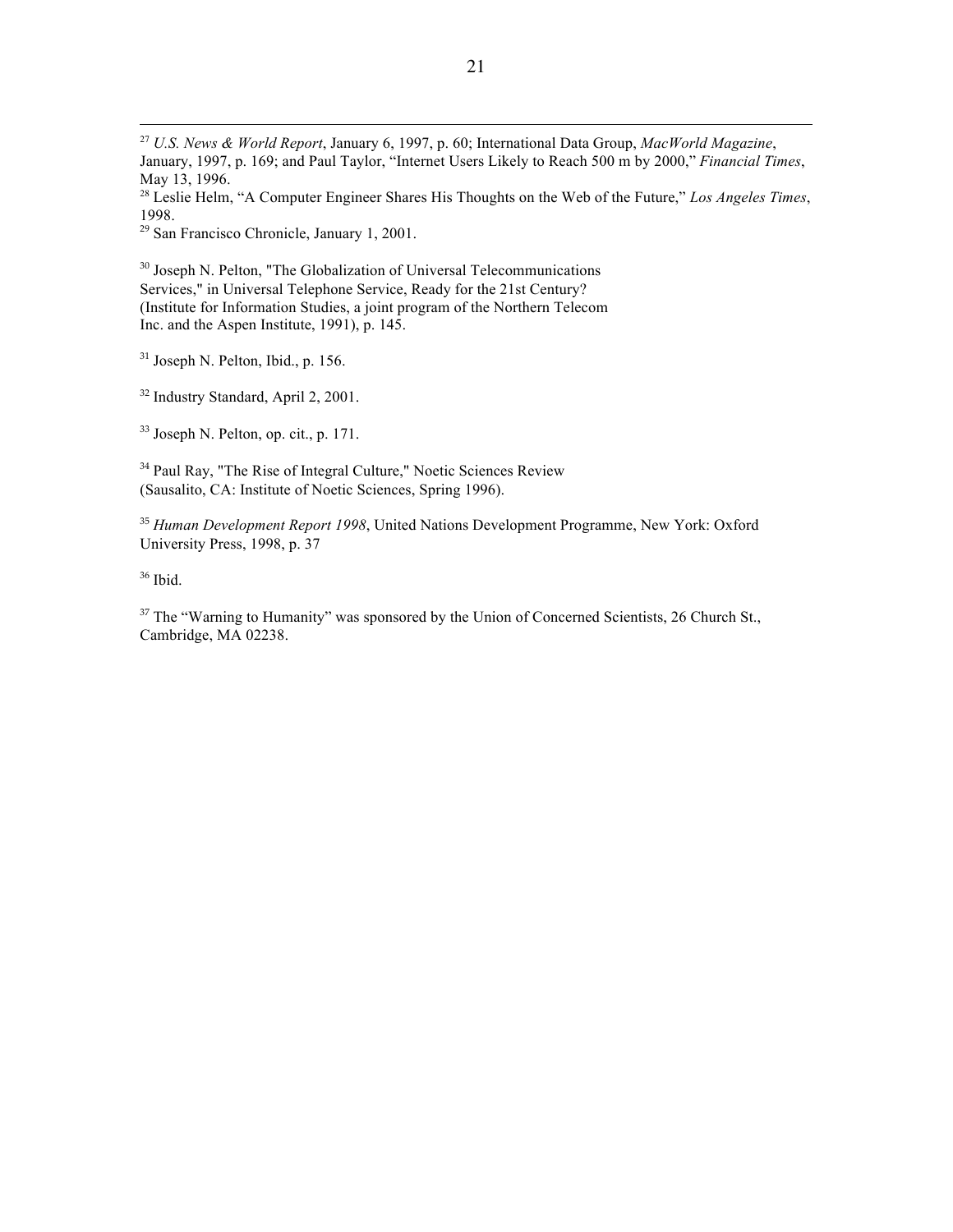[27] *U.S. News & World Report*, January 6, 1997, p. 60; International Data Group, *MacWorld Magazine*, January, 1997, p. 169; and Paul Taylor, "Internet Users Likely to Reach 500 m by 2000," *Financial Times*, May 13, 1996.

[28] Leslie Helm, "A Computer Engineer Shares His Thoughts on the Web of the Future," *Los Angeles Times*, 1998.

[29] San Francisco Chronicle, January 1, 2001.

[30] Joseph N. Pelton, "The Globalization of Universal Telecommunications Services," in Universal Telephone Service, Ready for the 21st Century? (Institute for Information Studies, a joint program of the Northern Telecom Inc. and the Aspen Institute, 1991), p. 145.

[31] Joseph N. Pelton, Ibid., p. 156.

[32] Industry Standard, April 2, 2001.

[33] Joseph N. Pelton, op. cit., p. 171.

[34] Paul Ray, "The Rise of Integral Culture," Noetic Sciences Review (Sausalito, CA: Institute of Noetic Sciences, Spring 1996).

[35] *Human Development Report 1998*, United Nations Development Programme, New York: Oxford University Press, 1998, p. 37

[36] Ibid.

[37] The "Warning to Humanity" was sponsored by the Union of Concerned Scientists, 26 Church St., Cambridge, MA 02238.